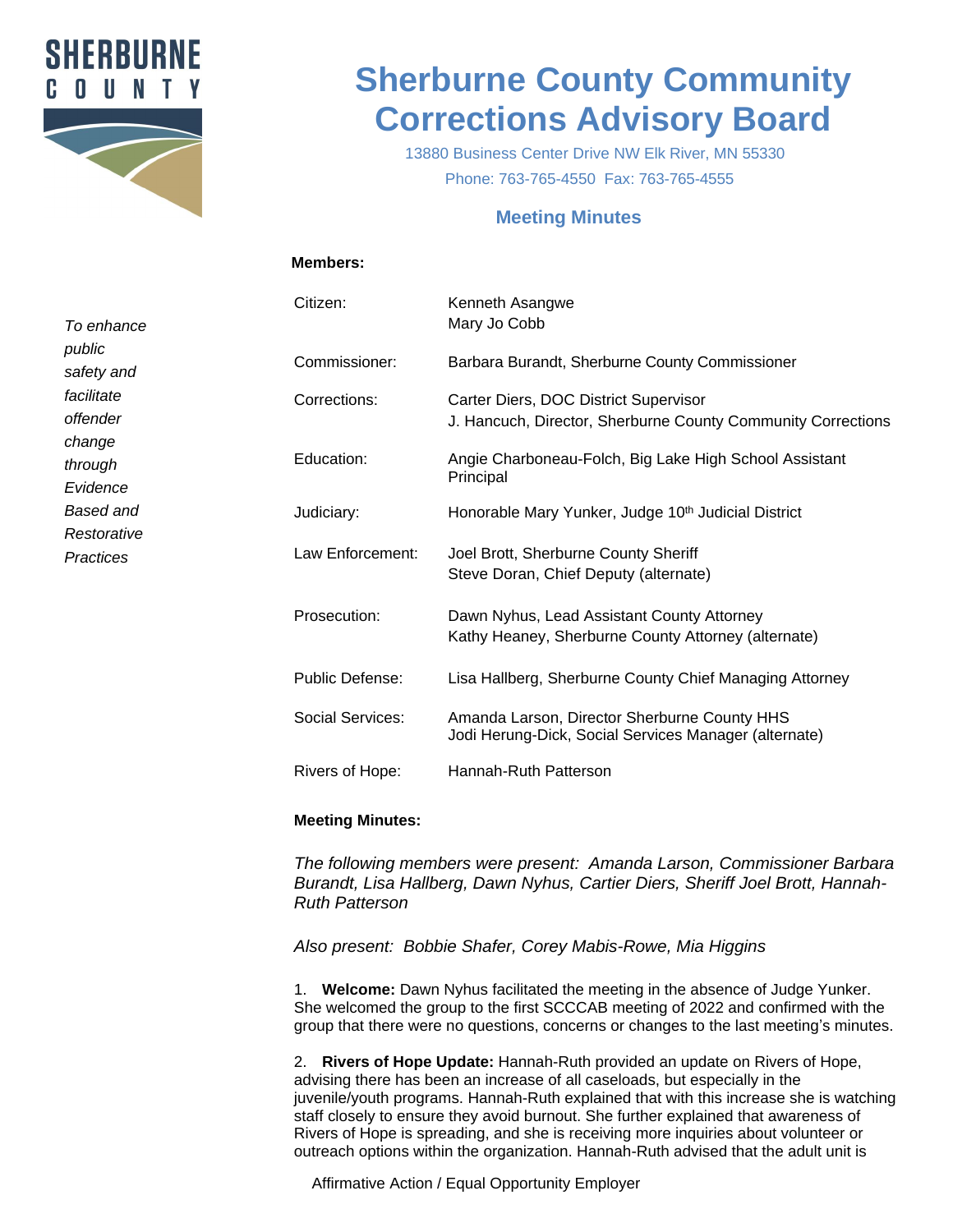SHERBURNE COUNTY

# Sherburne County Community Corrections Advisory Board

13880 Business Center Drive NW Elk River, MN 55330

Phone: 763-765-4550 Fax: 763-765-4555

## Meeting Minutes

*To enhance public safety and facilitate offender change through Evidence Based and Restorative Practices*

**Members:**

| | |
|---|---|
| Citizen: | Kenneth Asangwe<br>Mary Jo Cobb |
| Commissioner: | Barbara Burandt, Sherburne County Commissioner |
| Corrections: | Carter Diers, DOC District Supervisor<br>J. Hancuch, Director, Sherburne County Community Corrections |
| Education: | Angie Charboneau-Folch, Big Lake High School Assistant Principal |
| Judiciary: | Honorable Mary Yunker, Judge 10th Judicial District |
| Law Enforcement: | Joel Brott, Sherburne County Sheriff<br>Steve Doran, Chief Deputy (alternate) |
| Prosecution: | Dawn Nyhus, Lead Assistant County Attorney<br>Kathy Heaney, Sherburne County Attorney (alternate) |
| Public Defense: | Lisa Hallberg, Sherburne County Chief Managing Attorney |
| Social Services: | Amanda Larson, Director Sherburne County HHS<br>Jodi Herung-Dick, Social Services Manager (alternate) |
| Rivers of Hope: | Hannah-Ruth Patterson |

**Meeting Minutes:**

*The following members were present: Amanda Larson, Commissioner Barbara Burandt, Lisa Hallberg, Dawn Nyhus, Cartier Diers, Sheriff Joel Brott, Hannah-Ruth Patterson*

*Also present: Bobbie Shafer, Corey Mabis-Rowe, Mia Higgins*

1. **Welcome:** Dawn Nyhus facilitated the meeting in the absence of Judge Yunker. She welcomed the group to the first SCCCAB meeting of 2022 and confirmed with the group that there were no questions, concerns or changes to the last meeting's minutes.

2. **Rivers of Hope Update:** Hannah-Ruth provided an update on Rivers of Hope, advising there has been an increase of all caseloads, but especially in the juvenile/youth programs. Hannah-Ruth explained that with this increase she is watching staff closely to ensure they avoid burnout. She further explained that awareness of Rivers of Hope is spreading, and she is receiving more inquiries about volunteer or outreach options within the organization. Hannah-Ruth advised that the adult unit is

Affirmative Action / Equal Opportunity Employer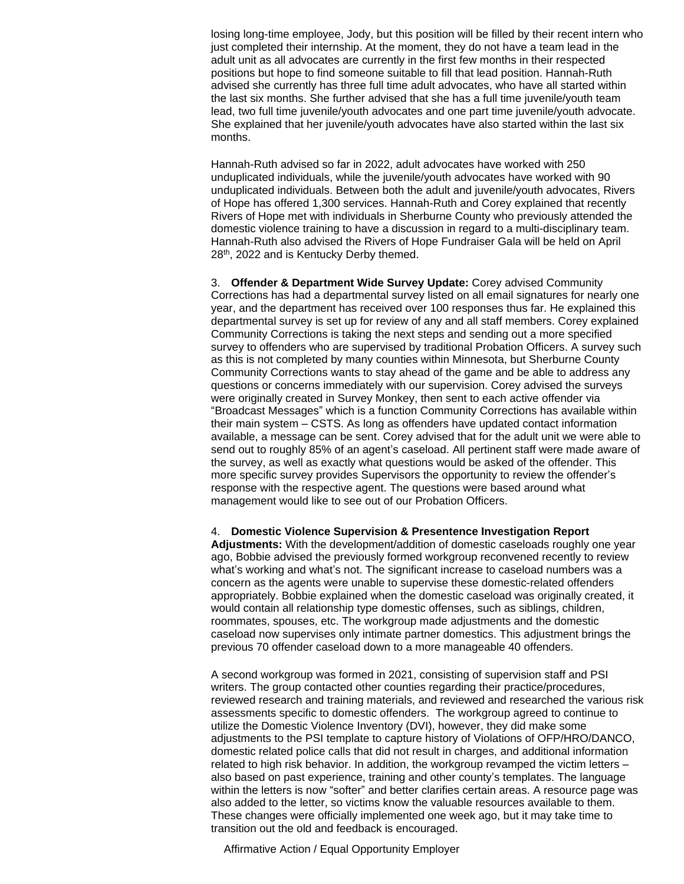losing long-time employee, Jody, but this position will be filled by their recent intern who just completed their internship. At the moment, they do not have a team lead in the adult unit as all advocates are currently in the first few months in their respected positions but hope to find someone suitable to fill that lead position. Hannah-Ruth advised she currently has three full time adult advocates, who have all started within the last six months. She further advised that she has a full time juvenile/youth team lead, two full time juvenile/youth advocates and one part time juvenile/youth advocate. She explained that her juvenile/youth advocates have also started within the last six months.

Hannah-Ruth advised so far in 2022, adult advocates have worked with 250 unduplicated individuals, while the juvenile/youth advocates have worked with 90 unduplicated individuals. Between both the adult and juvenile/youth advocates, Rivers of Hope has offered 1,300 services. Hannah-Ruth and Corey explained that recently Rivers of Hope met with individuals in Sherburne County who previously attended the domestic violence training to have a discussion in regard to a multi-disciplinary team. Hannah-Ruth also advised the Rivers of Hope Fundraiser Gala will be held on April 28th, 2022 and is Kentucky Derby themed.

3. **Offender & Department Wide Survey Update:** Corey advised Community Corrections has had a departmental survey listed on all email signatures for nearly one year, and the department has received over 100 responses thus far. He explained this departmental survey is set up for review of any and all staff members. Corey explained Community Corrections is taking the next steps and sending out a more specified survey to offenders who are supervised by traditional Probation Officers. A survey such as this is not completed by many counties within Minnesota, but Sherburne County Community Corrections wants to stay ahead of the game and be able to address any questions or concerns immediately with our supervision. Corey advised the surveys were originally created in Survey Monkey, then sent to each active offender via "Broadcast Messages" which is a function Community Corrections has available within their main system – CSTS. As long as offenders have updated contact information available, a message can be sent. Corey advised that for the adult unit we were able to send out to roughly 85% of an agent's caseload. All pertinent staff were made aware of the survey, as well as exactly what questions would be asked of the offender. This more specific survey provides Supervisors the opportunity to review the offender's response with the respective agent. The questions were based around what management would like to see out of our Probation Officers.

4. **Domestic Violence Supervision & Presentence Investigation Report Adjustments:** With the development/addition of domestic caseloads roughly one year ago, Bobbie advised the previously formed workgroup reconvened recently to review what's working and what's not. The significant increase to caseload numbers was a concern as the agents were unable to supervise these domestic-related offenders appropriately. Bobbie explained when the domestic caseload was originally created, it would contain all relationship type domestic offenses, such as siblings, children, roommates, spouses, etc. The workgroup made adjustments and the domestic caseload now supervises only intimate partner domestics. This adjustment brings the previous 70 offender caseload down to a more manageable 40 offenders.

A second workgroup was formed in 2021, consisting of supervision staff and PSI writers. The group contacted other counties regarding their practice/procedures, reviewed research and training materials, and reviewed and researched the various risk assessments specific to domestic offenders. The workgroup agreed to continue to utilize the Domestic Violence Inventory (DVI), however, they did make some adjustments to the PSI template to capture history of Violations of OFP/HRO/DANCO, domestic related police calls that did not result in charges, and additional information related to high risk behavior. In addition, the workgroup revamped the victim letters – also based on past experience, training and other county's templates. The language within the letters is now "softer" and better clarifies certain areas. A resource page was also added to the letter, so victims know the valuable resources available to them. These changes were officially implemented one week ago, but it may take time to transition out the old and feedback is encouraged.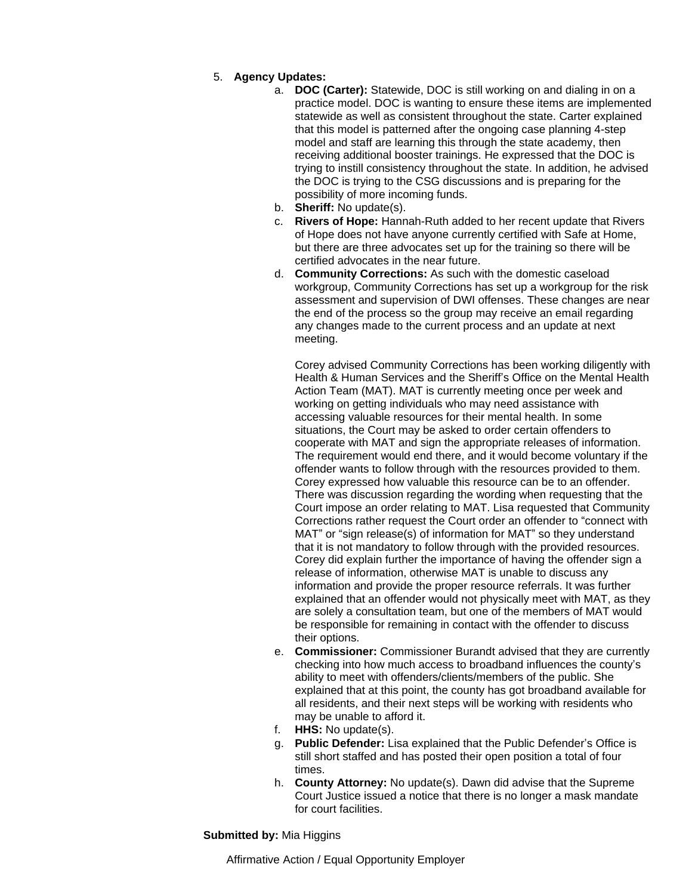5. **Agency Updates:**
    a. **DOC (Carter):** Statewide, DOC is still working on and dialing in on a practice model. DOC is wanting to ensure these items are implemented statewide as well as consistent throughout the state. Carter explained that this model is patterned after the ongoing case planning 4-step model and staff are learning this through the state academy, then receiving additional booster trainings. He expressed that the DOC is trying to instill consistency throughout the state. In addition, he advised the DOC is trying to the CSG discussions and is preparing for the possibility of more incoming funds.
    b. **Sheriff:** No update(s).
    c. **Rivers of Hope:** Hannah-Ruth added to her recent update that Rivers of Hope does not have anyone currently certified with Safe at Home, but there are three advocates set up for the training so there will be certified advocates in the near future.
    d. **Community Corrections:** As such with the domestic caseload workgroup, Community Corrections has set up a workgroup for the risk assessment and supervision of DWI offenses. These changes are near the end of the process so the group may receive an email regarding any changes made to the current process and an update at next meeting.

       Corey advised Community Corrections has been working diligently with Health & Human Services and the Sheriff's Office on the Mental Health Action Team (MAT). MAT is currently meeting once per week and working on getting individuals who may need assistance with accessing valuable resources for their mental health. In some situations, the Court may be asked to order certain offenders to cooperate with MAT and sign the appropriate releases of information. The requirement would end there, and it would become voluntary if the offender wants to follow through with the resources provided to them. Corey expressed how valuable this resource can be to an offender. There was discussion regarding the wording when requesting that the Court impose an order relating to MAT. Lisa requested that Community Corrections rather request the Court order an offender to "connect with MAT" or "sign release(s) of information for MAT" so they understand that it is not mandatory to follow through with the provided resources. Corey did explain further the importance of having the offender sign a release of information, otherwise MAT is unable to discuss any information and provide the proper resource referrals. It was further explained that an offender would not physically meet with MAT, as they are solely a consultation team, but one of the members of MAT would be responsible for remaining in contact with the offender to discuss their options.
    e. **Commissioner:** Commissioner Burandt advised that they are currently checking into how much access to broadband influences the county's ability to meet with offenders/clients/members of the public. She explained that at this point, the county has got broadband available for all residents, and their next steps will be working with residents who may be unable to afford it.
    f. **HHS:** No update(s).
    g. **Public Defender:** Lisa explained that the Public Defender's Office is still short staffed and has posted their open position a total of four times.
    h. **County Attorney:** No update(s). Dawn did advise that the Supreme Court Justice issued a notice that there is no longer a mask mandate for court facilities.

**Submitted by:** Mia Higgins

Affirmative Action / Equal Opportunity Employer